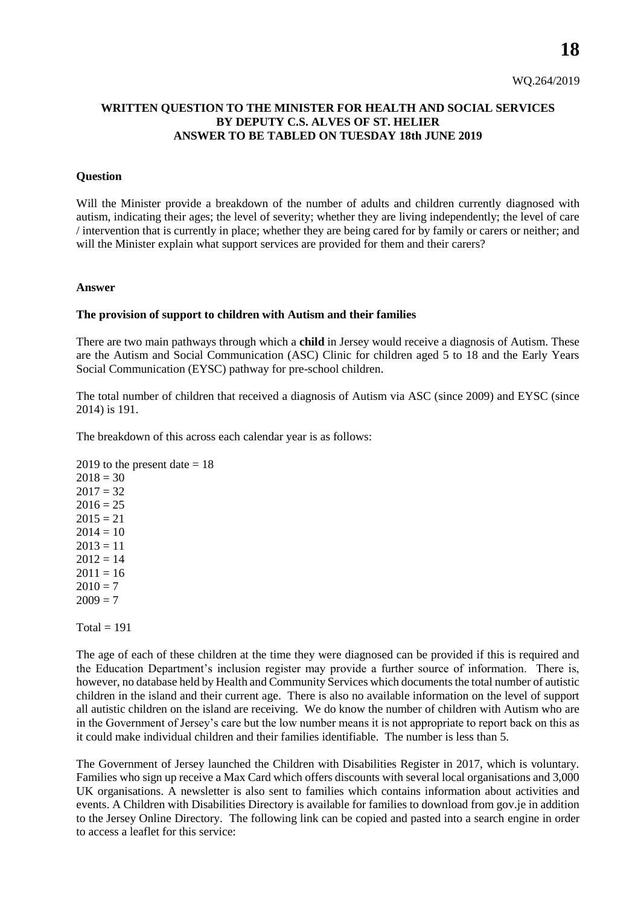WQ.264/2019

**WRITTEN QUESTION TO THE MINISTER FOR HEALTH AND SOCIAL SERVICES BY DEPUTY C.S. ALVES OF ST. HELIER ANSWER TO BE TABLED ON TUESDAY 18th JUNE 2019**

**Question**

Will the Minister provide a breakdown of the number of adults and children currently diagnosed with autism, indicating their ages; the level of severity; whether they are living independently; the level of care / intervention that is currently in place; whether they are being cared for by family or carers or neither; and will the Minister explain what support services are provided for them and their carers?

**Answer**

**The provision of support to children with Autism and their families**

There are two main pathways through which a **child** in Jersey would receive a diagnosis of Autism. These are the Autism and Social Communication (ASC) Clinic for children aged 5 to 18 and the Early Years Social Communication (EYSC) pathway for pre-school children.

The total number of children that received a diagnosis of Autism via ASC (since 2009) and EYSC (since 2014) is 191.

The breakdown of this across each calendar year is as follows:

2019 to the present date = 18
2018 = 30
2017 = 32
2016 = 25
2015 = 21
2014 = 10
2013 = 11
2012 = 14
2011 = 16
2010 = 7
2009 = 7

Total = 191

The age of each of these children at the time they were diagnosed can be provided if this is required and the Education Department's inclusion register may provide a further source of information. There is, however, no database held by Health and Community Services which documents the total number of autistic children in the island and their current age. There is also no available information on the level of support all autistic children on the island are receiving. We do know the number of children with Autism who are in the Government of Jersey's care but the low number means it is not appropriate to report back on this as it could make individual children and their families identifiable. The number is less than 5.

The Government of Jersey launched the Children with Disabilities Register in 2017, which is voluntary. Families who sign up receive a Max Card which offers discounts with several local organisations and 3,000 UK organisations. A newsletter is also sent to families which contains information about activities and events. A Children with Disabilities Directory is available for families to download from gov.je in addition to the Jersey Online Directory. The following link can be copied and pasted into a search engine in order to access a leaflet for this service: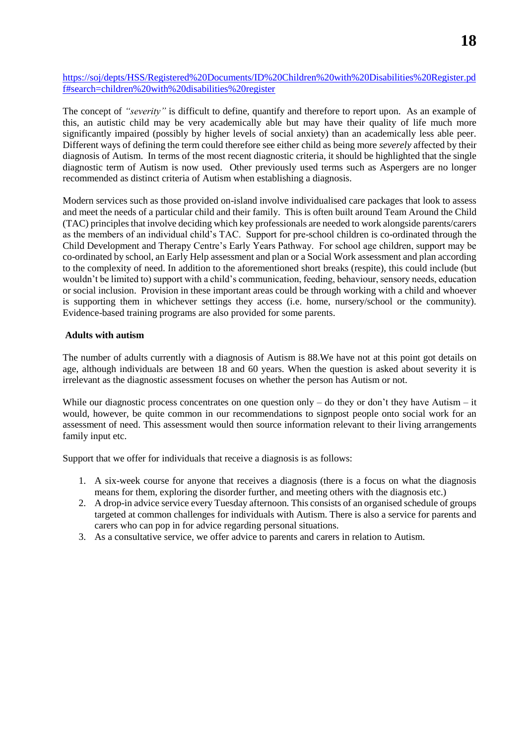https://soj/depts/HSS/Registered%20Documents/ID%20Children%20with%20Disabilities%20Register.pdf#search=children%20with%20disabilities%20register

The concept of *"severity"* is difficult to define, quantify and therefore to report upon. As an example of this, an autistic child may be very academically able but may have their quality of life much more significantly impaired (possibly by higher levels of social anxiety) than an academically less able peer. Different ways of defining the term could therefore see either child as being more *severely* affected by their diagnosis of Autism. In terms of the most recent diagnostic criteria, it should be highlighted that the single diagnostic term of Autism is now used. Other previously used terms such as Aspergers are no longer recommended as distinct criteria of Autism when establishing a diagnosis.

Modern services such as those provided on-island involve individualised care packages that look to assess and meet the needs of a particular child and their family. This is often built around Team Around the Child (TAC) principles that involve deciding which key professionals are needed to work alongside parents/carers as the members of an individual child's TAC. Support for pre-school children is co-ordinated through the Child Development and Therapy Centre's Early Years Pathway. For school age children, support may be co-ordinated by school, an Early Help assessment and plan or a Social Work assessment and plan according to the complexity of need. In addition to the aforementioned short breaks (respite), this could include (but wouldn't be limited to) support with a child's communication, feeding, behaviour, sensory needs, education or social inclusion. Provision in these important areas could be through working with a child and whoever is supporting them in whichever settings they access (i.e. home, nursery/school or the community). Evidence-based training programs are also provided for some parents.

**Adults with autism**

The number of adults currently with a diagnosis of Autism is 88.We have not at this point got details on age, although individuals are between 18 and 60 years. When the question is asked about severity it is irrelevant as the diagnostic assessment focuses on whether the person has Autism or not.

While our diagnostic process concentrates on one question only – do they or don't they have Autism – it would, however, be quite common in our recommendations to signpost people onto social work for an assessment of need. This assessment would then source information relevant to their living arrangements family input etc.

Support that we offer for individuals that receive a diagnosis is as follows:

1. A six-week course for anyone that receives a diagnosis (there is a focus on what the diagnosis means for them, exploring the disorder further, and meeting others with the diagnosis etc.)
2. A drop-in advice service every Tuesday afternoon. This consists of an organised schedule of groups targeted at common challenges for individuals with Autism. There is also a service for parents and carers who can pop in for advice regarding personal situations.
3. As a consultative service, we offer advice to parents and carers in relation to Autism.